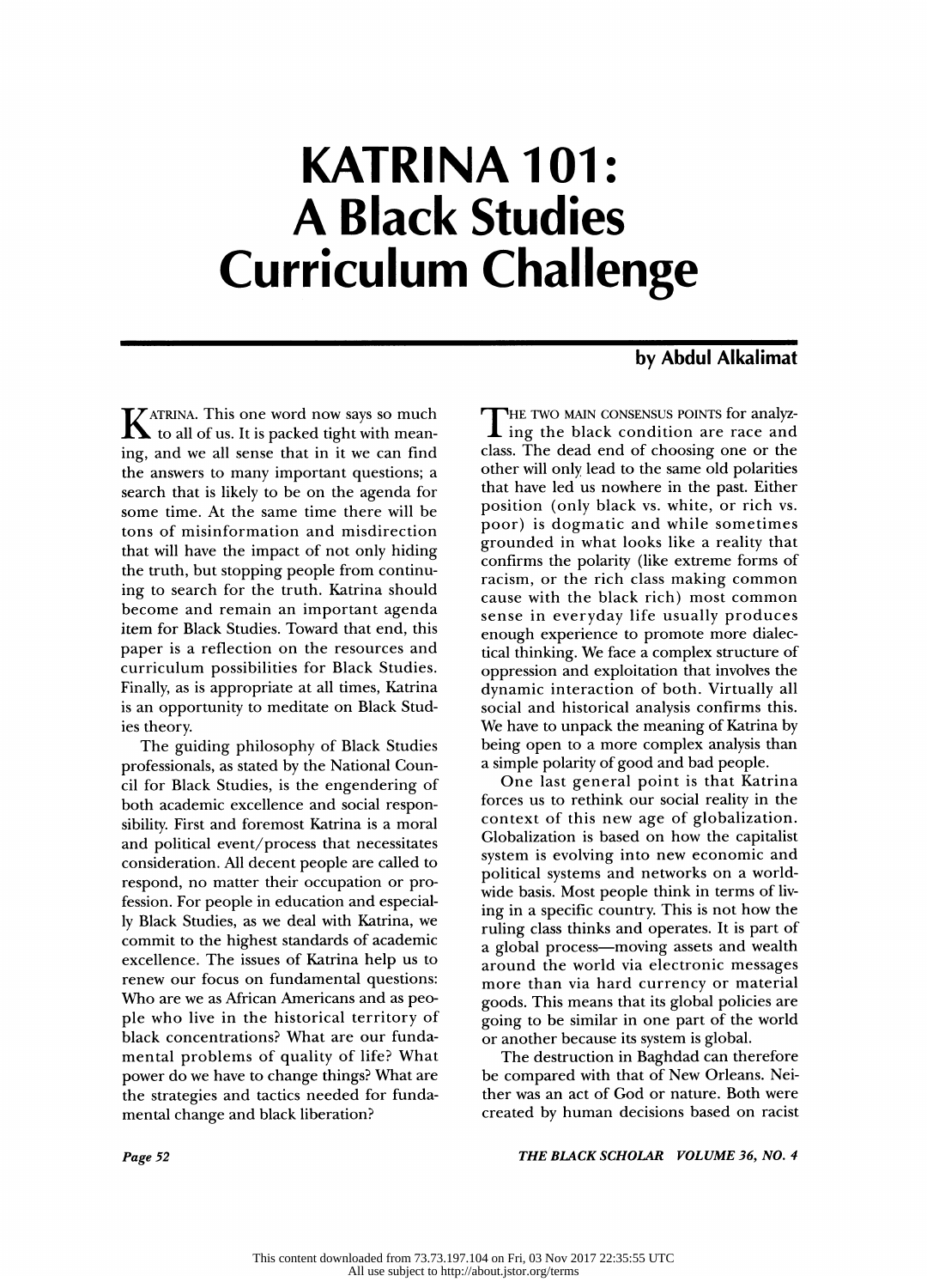# KATRINA 101: A Black Studies Curriculum Challenge

**by Abdul Alkalimat**

KATRINA. This one word now says so much to all of us. It is packed tight with meaning, and we all sense that in it we can find the answers to many important questions; a search that is likely to be on the agenda for some time. At the same time there will be tons of misinformation and misdirection that will have the impact of not only hiding the truth, but stopping people from continuing to search for the truth. Katrina should become and remain an important agenda item for Black Studies. Toward that end, this paper is a reflection on the resources and curriculum possibilities for Black Studies. Finally, as is appropriate at all times, Katrina is an opportunity to meditate on Black Studies theory.

The guiding philosophy of Black Studies professionals, as stated by the National Council for Black Studies, is the engendering of both academic excellence and social responsibility. First and foremost Katrina is a moral and political event/process that necessitates consideration. All decent people are called to respond, no matter their occupation or profession. For people in education and especially Black Studies, as we deal with Katrina, we commit to the highest standards of academic excellence. The issues of Katrina help us to renew our focus on fundamental questions: Who are we as African Americans and as people who live in the historical territory of black concentrations? What are our fundamental problems of quality of life? What power do we have to change things? What are the strategies and tactics needed for fundamental change and black liberation?

THE TWO MAIN CONSENSUS POINTS for analyzing the black condition are race and class. The dead end of choosing one or the other will only lead to the same old polarities that have led us nowhere in the past. Either position (only black vs. white, or rich vs. poor) is dogmatic and while sometimes grounded in what looks like a reality that confirms the polarity (like extreme forms of racism, or the rich class making common cause with the black rich) most common sense in everyday life usually produces enough experience to promote more dialectical thinking. We face a complex structure of oppression and exploitation that involves the dynamic interaction of both. Virtually all social and historical analysis confirms this. We have to unpack the meaning of Katrina by being open to a more complex analysis than a simple polarity of good and bad people.

One last general point is that Katrina forces us to rethink our social reality in the context of this new age of globalization. Globalization is based on how the capitalist system is evolving into new economic and political systems and networks on a worldwide basis. Most people think in terms of living in a specific country. This is not how the ruling class thinks and operates. It is part of a global process—moving assets and wealth around the world via electronic messages more than via hard currency or material goods. This means that its global policies are going to be similar in one part of the world or another because its system is global.

The destruction in Baghdad can therefore be compared with that of New Orleans. Neither was an act of God or nature. Both were created by human decisions based on racist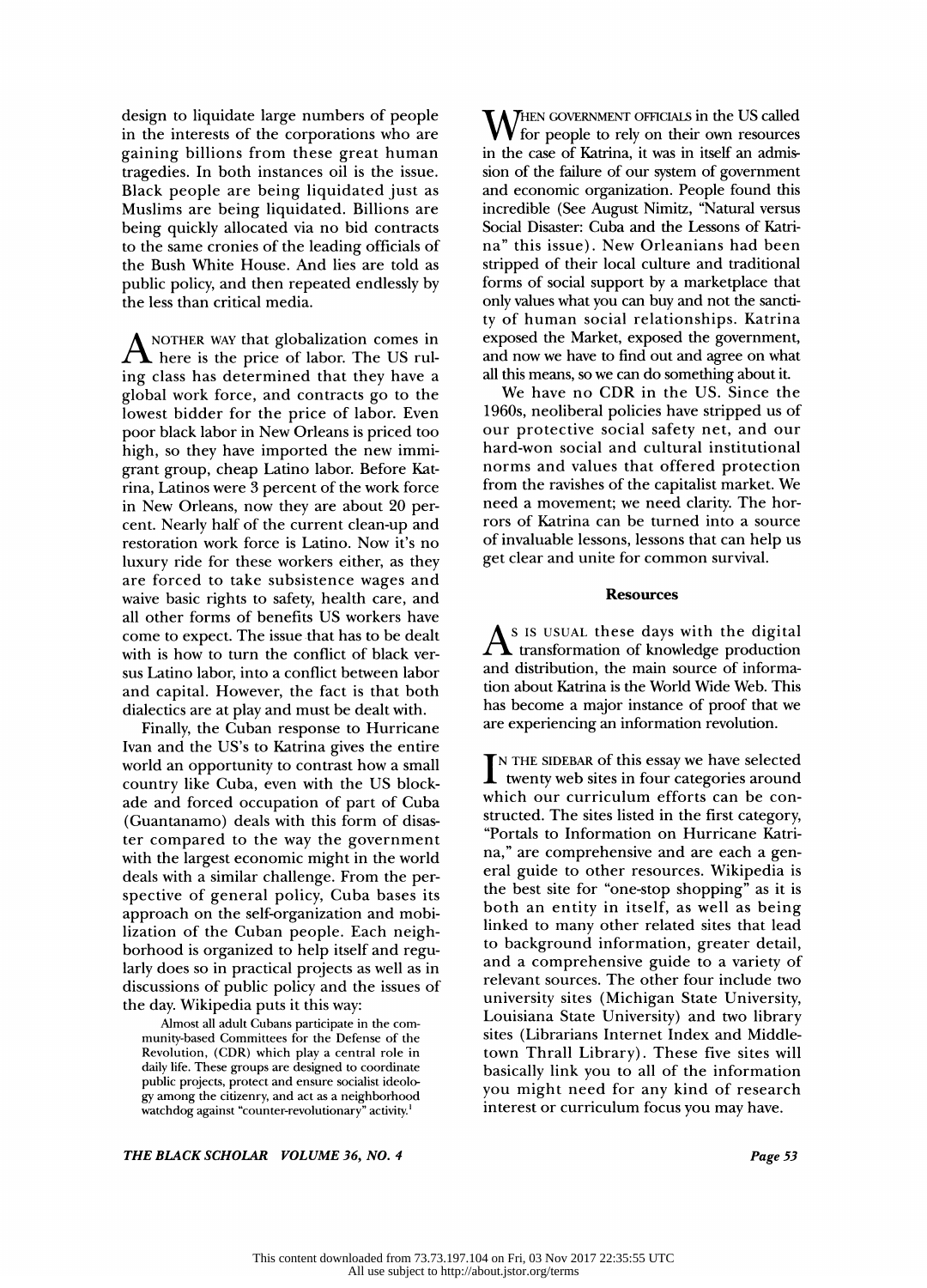design to liquidate large numbers of people in the interests of the corporations who are gaining billions from these great human tragedies. In both instances oil is the issue. Black people are being liquidated just as Muslims are being liquidated. Billions are being quickly allocated via no bid contracts to the same cronies of the leading officials of the Bush White House. And lies are told as public policy, and then repeated endlessly by the less than critical media.

Another way that globalization comes in here is the price of labor. The US ruling class has determined that they have a global work force, and contracts go to the lowest bidder for the price of labor. Even poor black labor in New Orleans is priced too high, so they have imported the new immigrant group, cheap Latino labor. Before Katrina, Latinos were 3 percent of the work force in New Orleans, now they are about 20 percent. Nearly half of the current clean-up and restoration work force is Latino. Now it's no luxury ride for these workers either, as they are forced to take subsistence wages and waive basic rights to safety, health care, and all other forms of benefits US workers have come to expect. The issue that has to be dealt with is how to turn the conflict of black versus Latino labor, into a conflict between labor and capital. However, the fact is that both dialectics are at play and must be dealt with.

Finally, the Cuban response to Hurricane Ivan and the US's to Katrina gives the entire world an opportunity to contrast how a small country like Cuba, even with the US blockade and forced occupation of part of Cuba (Guantanamo) deals with this form of disaster compared to the way the government with the largest economic might in the world deals with a similar challenge. From the perspective of general policy, Cuba bases its approach on the self-organization and mobilization of the Cuban people. Each neighborhood is organized to help itself and regularly does so in practical projects as well as in discussions of public policy and the issues of the day. Wikipedia puts it this way:

> Almost all adult Cubans participate in the community-based Committees for the Defense of the Revolution, (CDR) which play a central role in daily life. These groups are designed to coordinate public projects, protect and ensure socialist ideology among the citizenry, and act as a neighborhood watchdog against "counter-revolutionary" activity.[1]

When government officials in the US called for people to rely on their own resources in the case of Katrina, it was in itself an admission of the failure of our system of government and economic organization. People found this incredible (See August Nimitz, "Natural versus Social Disaster: Cuba and the Lessons of Katrina" this issue). New Orleanians had been stripped of their local culture and traditional forms of social support by a marketplace that only values what you can buy and not the sanctity of human social relationships. Katrina exposed the Market, exposed the government, and now we have to find out and agree on what all this means, so we can do something about it.

We have no CDR in the US. Since the 1960s, neoliberal policies have stripped us of our protective social safety net, and our hard-won social and cultural institutional norms and values that offered protection from the ravishes of the capitalist market. We need a movement; we need clarity. The horrors of Katrina can be turned into a source of invaluable lessons, lessons that can help us get clear and unite for common survival.

### Resources

As is usual these days with the digital transformation of knowledge production and distribution, the main source of information about Katrina is the World Wide Web. This has become a major instance of proof that we are experiencing an information revolution.

In the sidebar of this essay we have selected twenty web sites in four categories around which our curriculum efforts can be constructed. The sites listed in the first category, "Portals to Information on Hurricane Katrina," are comprehensive and are each a general guide to other resources. Wikipedia is the best site for "one-stop shopping" as it is both an entity in itself, as well as being linked to many other related sites that lead to background information, greater detail, and a comprehensive guide to a variety of relevant sources. The other four include two university sites (Michigan State University, Louisiana State University) and two library sites (Librarians Internet Index and Middletown Thrall Library). These five sites will basically link you to all of the information you might need for any kind of research interest or curriculum focus you may have.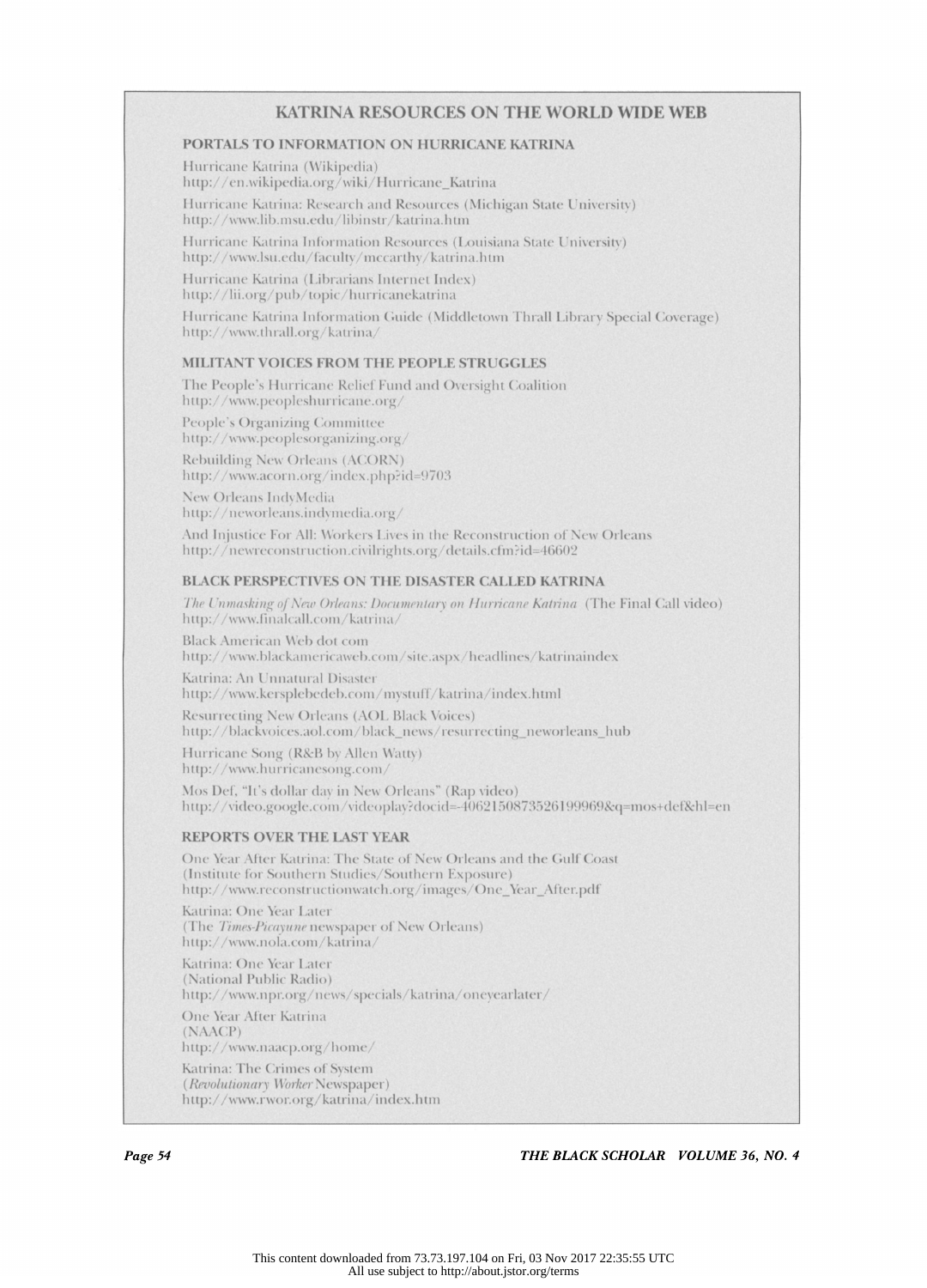# KATRINA RESOURCES ON THE WORLD WIDE WEB

## PORTALS TO INFORMATION ON HURRICANE KATRINA

Hurricane Katrina (Wikipedia)
http://en.wikipedia.org/wiki/Hurricane_Katrina

Hurricane Katrina: Research and Resources (Michigan State University)
http://www.lib.msu.edu/libinstr/katrina.htm

Hurricane Katrina Information Resources (Louisiana State University)
http://www.lsu.edu/faculty/mccarthy/katrina.htm

Hurricane Katrina (Librarians Internet Index)
http://lii.org/pub/topic/hurricanekatrina

Hurricane Katrina Information Guide (Middletown Thrall Library Special Coverage)
http://www.thrall.org/katrina/

## MILITANT VOICES FROM THE PEOPLE STRUGGLES

The People's Hurricane Relief Fund and Oversight Coalition
http://www.peopleshurricane.org/

People's Organizing Committee
http://www.peoplesorganizing.org/

Rebuilding New Orleans (ACORN)
http://www.acorn.org/index.php?id=9703

New Orleans IndyMedia
http://neworleans.indymedia.org/

And Injustice For All: Workers Lives in the Reconstruction of New Orleans
http://newreconstruction.civilrights.org/details.cfm?id=46602

## BLACK PERSPECTIVES ON THE DISASTER CALLED KATRINA

*The Unmasking of New Orleans: Documentary on Hurricane Katrina* (The Final Call video)
http://www.finalcall.com/katrina/

Black American Web dot com
http://www.blackamericaweb.com/site.aspx/headlines/katrinaindex

Katrina: An Unnatural Disaster
http://www.kersplebedeb.com/mystuff/katrina/index.html

Resurrecting New Orleans (AOL Black Voices)
http://blackvoices.aol.com/black_news/resurrecting_neworleans_hub

Hurricane Song (R&B by Allen Watty)
http://www.hurricanesong.com/

Mos Def, "It's dollar day in New Orleans" (Rap video)
http://video.google.com/videoplay?docid=-4062150873526199969&q=mos+def&hl=en

## REPORTS OVER THE LAST YEAR

One Year After Katrina: The State of New Orleans and the Gulf Coast
(Institute for Southern Studies/Southern Exposure)
http://www.reconstructionwatch.org/images/One_Year_After.pdf

Katrina: One Year Later
(The *Times-Picayune* newspaper of New Orleans)
http://www.nola.com/katrina/

Katrina: One Year Later
(National Public Radio)
http://www.npr.org/news/specials/katrina/oneyearlater/

One Year After Katrina
(NAACP)
http://www.naacp.org/home/

Katrina: The Crimes of System
(*Revolutionary Worker* Newspaper)
http://www.rwor.org/katrina/index.htm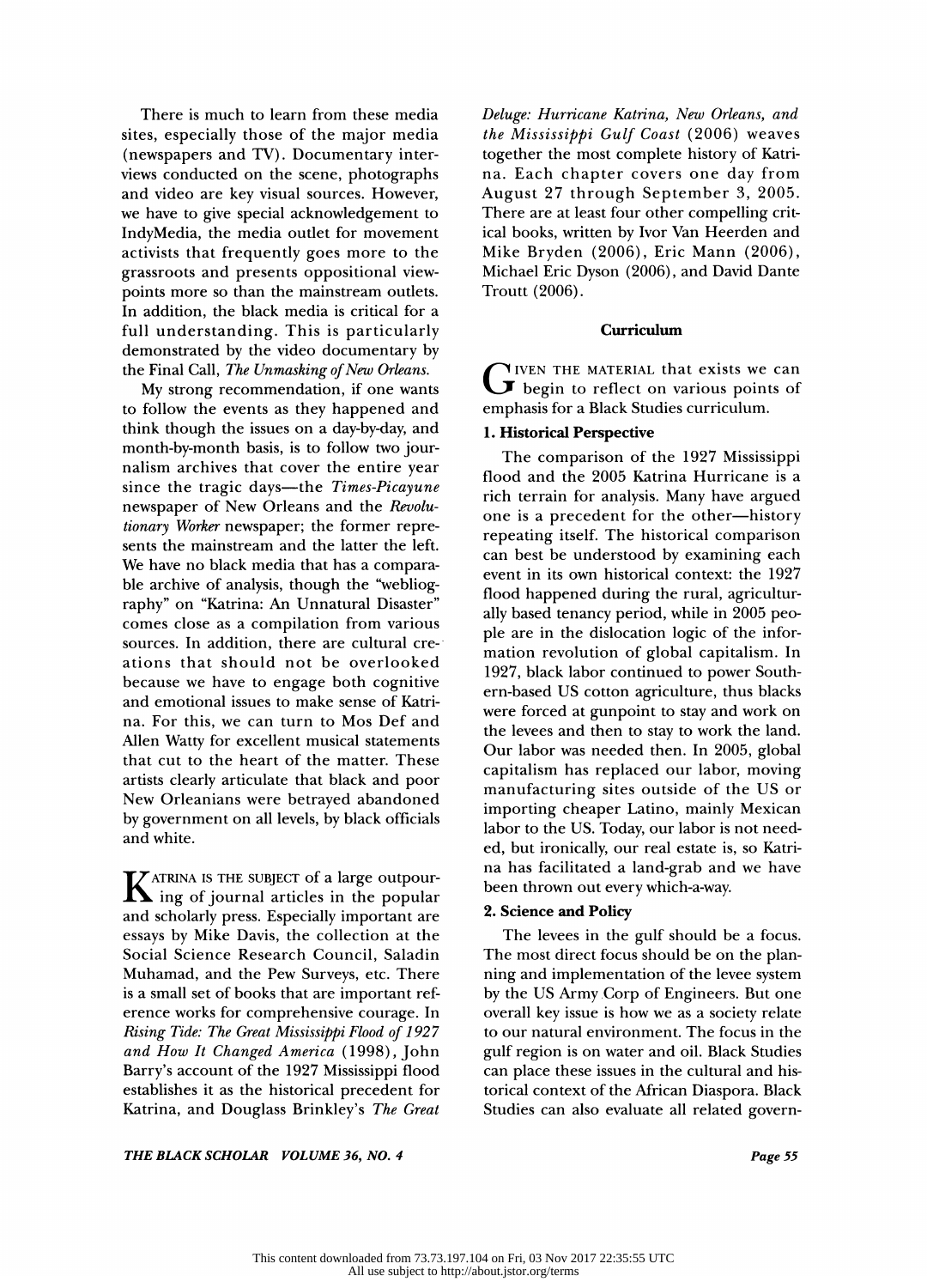There is much to learn from these media sites, especially those of the major media (newspapers and TV). Documentary interviews conducted on the scene, photographs and video are key visual sources. However, we have to give special acknowledgement to IndyMedia, the media outlet for movement activists that frequently goes more to the grassroots and presents oppositional viewpoints more so than the mainstream outlets. In addition, the black media is critical for a full understanding. This is particularly demonstrated by the video documentary by the Final Call, *The Unmasking of New Orleans.*

My strong recommendation, if one wants to follow the events as they happened and think though the issues on a day-by-day, and month-by-month basis, is to follow two journalism archives that cover the entire year since the tragic days—the *Times-Picayune* newspaper of New Orleans and the *Revolutionary Worker* newspaper; the former represents the mainstream and the latter the left. We have no black media that has a comparable archive of analysis, though the "webliography" on "Katrina: An Unnatural Disaster" comes close as a compilation from various sources. In addition, there are cultural creations that should not be overlooked because we have to engage both cognitive and emotional issues to make sense of Katrina. For this, we can turn to Mos Def and Allen Watty for excellent musical statements that cut to the heart of the matter. These artists clearly articulate that black and poor New Orleanians were betrayed abandoned by government on all levels, by black officials and white.

KATRINA IS THE SUBJECT of a large outpouring of journal articles in the popular and scholarly press. Especially important are essays by Mike Davis, the collection at the Social Science Research Council, Saladin Muhamad, and the Pew Surveys, etc. There is a small set of books that are important reference works for comprehensive courage. In *Rising Tide: The Great Mississippi Flood of 1927 and How It Changed America* (1998), John Barry's account of the 1927 Mississippi flood establishes it as the historical precedent for Katrina, and Douglass Brinkley's *The Great Deluge: Hurricane Katrina, New Orleans, and the Mississippi Gulf Coast* (2006) weaves together the most complete history of Katrina. Each chapter covers one day from August 27 through September 3, 2005. There are at least four other compelling critical books, written by Ivor Van Heerden and Mike Bryden (2006), Eric Mann (2006), Michael Eric Dyson (2006), and David Dante Troutt (2006).

## Curriculum

GIVEN THE MATERIAL that exists we can begin to reflect on various points of emphasis for a Black Studies curriculum.

### 1. Historical Perspective

The comparison of the 1927 Mississippi flood and the 2005 Katrina Hurricane is a rich terrain for analysis. Many have argued one is a precedent for the other—history repeating itself. The historical comparison can best be understood by examining each event in its own historical context: the 1927 flood happened during the rural, agriculturally based tenancy period, while in 2005 people are in the dislocation logic of the information revolution of global capitalism. In 1927, black labor continued to power Southern-based US cotton agriculture, thus blacks were forced at gunpoint to stay and work on the levees and then to stay to work the land. Our labor was needed then. In 2005, global capitalism has replaced our labor, moving manufacturing sites outside of the US or importing cheaper Latino, mainly Mexican labor to the US. Today, our labor is not needed, but ironically, our real estate is, so Katrina has facilitated a land-grab and we have been thrown out every which-a-way.

### 2. Science and Policy

The levees in the gulf should be a focus. The most direct focus should be on the planning and implementation of the levee system by the US Army Corp of Engineers. But one overall key issue is how we as a society relate to our natural environment. The focus in the gulf region is on water and oil. Black Studies can place these issues in the cultural and historical context of the African Diaspora. Black Studies can also evaluate all related govern-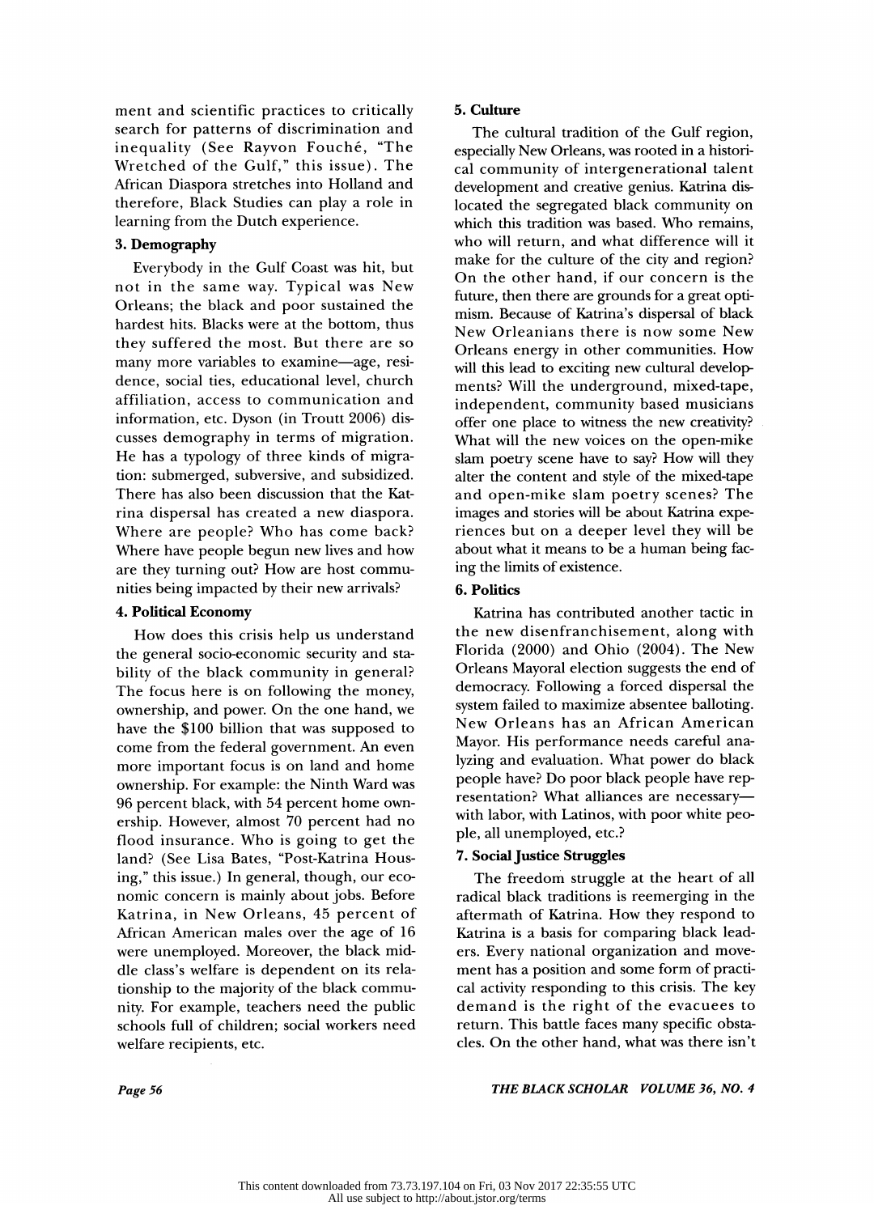ment and scientific practices to critically search for patterns of discrimination and inequality (See Rayvon Fouché, "The Wretched of the Gulf," this issue). The African Diaspora stretches into Holland and therefore, Black Studies can play a role in learning from the Dutch experience.

### 3. Demography

Everybody in the Gulf Coast was hit, but not in the same way. Typical was New Orleans; the black and poor sustained the hardest hits. Blacks were at the bottom, thus they suffered the most. But there are so many more variables to examine—age, residence, social ties, educational level, church affiliation, access to communication and information, etc. Dyson (in Troutt 2006) discusses demography in terms of migration. He has a typology of three kinds of migration: submerged, subversive, and subsidized. There has also been discussion that the Katrina dispersal has created a new diaspora. Where are people? Who has come back? Where have people begun new lives and how are they turning out? How are host communities being impacted by their new arrivals?

### 4. Political Economy

How does this crisis help us understand the general socio-economic security and stability of the black community in general? The focus here is on following the money, ownership, and power. On the one hand, we have the $100 billion that was supposed to come from the federal government. An even more important focus is on land and home ownership. For example: the Ninth Ward was 96 percent black, with 54 percent home ownership. However, almost 70 percent had no flood insurance. Who is going to get the land? (See Lisa Bates, "Post-Katrina Housing," this issue.) In general, though, our economic concern is mainly about jobs. Before Katrina, in New Orleans, 45 percent of African American males over the age of 16 were unemployed. Moreover, the black middle class's welfare is dependent on its relationship to the majority of the black community. For example, teachers need the public schools full of children; social workers need welfare recipients, etc.

### 5. Culture

The cultural tradition of the Gulf region, especially New Orleans, was rooted in a historical community of intergenerational talent development and creative genius. Katrina dislocated the segregated black community on which this tradition was based. Who remains, who will return, and what difference will it make for the culture of the city and region? On the other hand, if our concern is the future, then there are grounds for a great optimism. Because of Katrina's dispersal of black New Orleanians there is now some New Orleans energy in other communities. How will this lead to exciting new cultural developments? Will the underground, mixed-tape, independent, community based musicians offer one place to witness the new creativity? What will the new voices on the open-mike slam poetry scene have to say? How will they alter the content and style of the mixed-tape and open-mike slam poetry scenes? The images and stories will be about Katrina experiences but on a deeper level they will be about what it means to be a human being facing the limits of existence.

### 6. Politics

Katrina has contributed another tactic in the new disenfranchisement, along with Florida (2000) and Ohio (2004). The New Orleans Mayoral election suggests the end of democracy. Following a forced dispersal the system failed to maximize absentee balloting. New Orleans has an African American Mayor. His performance needs careful analyzing and evaluation. What power do black people have? Do poor black people have representation? What alliances are necessary—with labor, with Latinos, with poor white people, all unemployed, etc.?

### 7. Social Justice Struggles

The freedom struggle at the heart of all radical black traditions is reemerging in the aftermath of Katrina. How they respond to Katrina is a basis for comparing black leaders. Every national organization and movement has a position and some form of practical activity responding to this crisis. The key demand is the right of the evacuees to return. This battle faces many specific obstacles. On the other hand, what was there isn't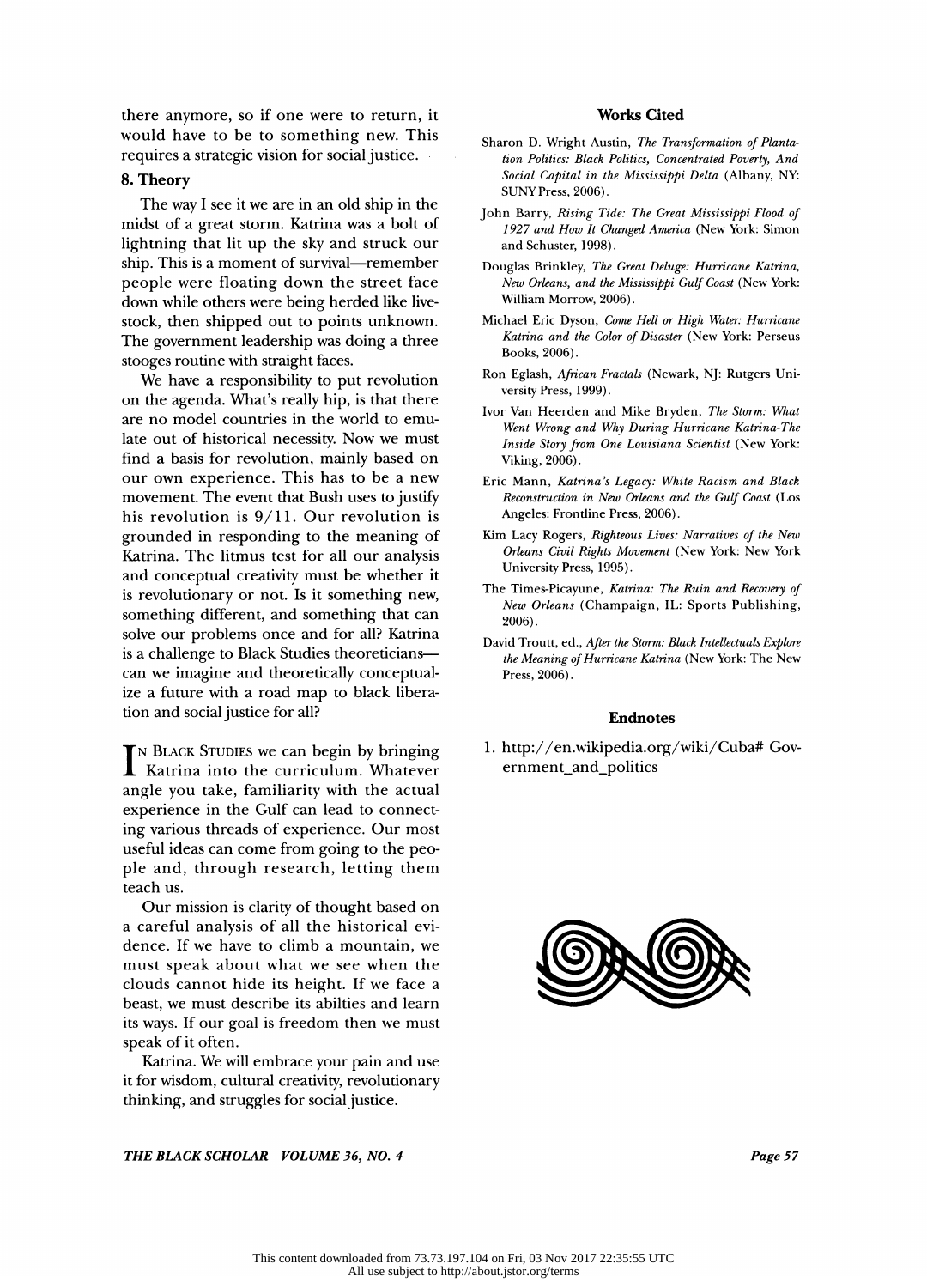there anymore, so if one were to return, it would have to be to something new. This requires a strategic vision for social justice.

## 8. Theory

The way I see it we are in an old ship in the midst of a great storm. Katrina was a bolt of lightning that lit up the sky and struck our ship. This is a moment of survival—remember people were floating down the street face down while others were being herded like livestock, then shipped out to points unknown. The government leadership was doing a three stooges routine with straight faces.

We have a responsibility to put revolution on the agenda. What's really hip, is that there are no model countries in the world to emulate out of historical necessity. Now we must find a basis for revolution, mainly based on our own experience. This has to be a new movement. The event that Bush uses to justify his revolution is 9/11. Our revolution is grounded in responding to the meaning of Katrina. The litmus test for all our analysis and conceptual creativity must be whether it is revolutionary or not. Is it something new, something different, and something that can solve our problems once and for all? Katrina is a challenge to Black Studies theoreticians—can we imagine and theoretically conceptualize a future with a road map to black liberation and social justice for all?

In Black Studies we can begin by bringing Katrina into the curriculum. Whatever angle you take, familiarity with the actual experience in the Gulf can lead to connecting various threads of experience. Our most useful ideas can come from going to the people and, through research, letting them teach us.

Our mission is clarity of thought based on a careful analysis of all the historical evidence. If we have to climb a mountain, we must speak about what we see when the clouds cannot hide its height. If we face a beast, we must describe its abilties and learn its ways. If our goal is freedom then we must speak of it often.

Katrina. We will embrace your pain and use it for wisdom, cultural creativity, revolutionary thinking, and struggles for social justice.

### Works Cited

Sharon D. Wright Austin, *The Transformation of Plantation Politics: Black Politics, Concentrated Poverty, And Social Capital in the Mississippi Delta* (Albany, NY: SUNY Press, 2006).

John Barry, *Rising Tide: The Great Mississippi Flood of 1927 and How It Changed America* (New York: Simon and Schuster, 1998).

Douglas Brinkley, *The Great Deluge: Hurricane Katrina, New Orleans, and the Mississippi Gulf Coast* (New York: William Morrow, 2006).

Michael Eric Dyson, *Come Hell or High Water: Hurricane Katrina and the Color of Disaster* (New York: Perseus Books, 2006).

Ron Eglash, *African Fractals* (Newark, NJ: Rutgers University Press, 1999).

Ivor Van Heerden and Mike Bryden, *The Storm: What Went Wrong and Why During Hurricane Katrina-The Inside Story from One Louisiana Scientist* (New York: Viking, 2006).

Eric Mann, *Katrina's Legacy: White Racism and Black Reconstruction in New Orleans and the Gulf Coast* (Los Angeles: Frontline Press, 2006).

Kim Lacy Rogers, *Righteous Lives: Narratives of the New Orleans Civil Rights Movement* (New York: New York University Press, 1995).

The Times-Picayune, *Katrina: The Ruin and Recovery of New Orleans* (Champaign, IL: Sports Publishing, 2006).

David Troutt, ed., *After the Storm: Black Intellectuals Explore the Meaning of Hurricane Katrina* (New York: The New Press, 2006).

### Endnotes

1. http://en.wikipedia.org/wiki/Cuba# Government_and_politics